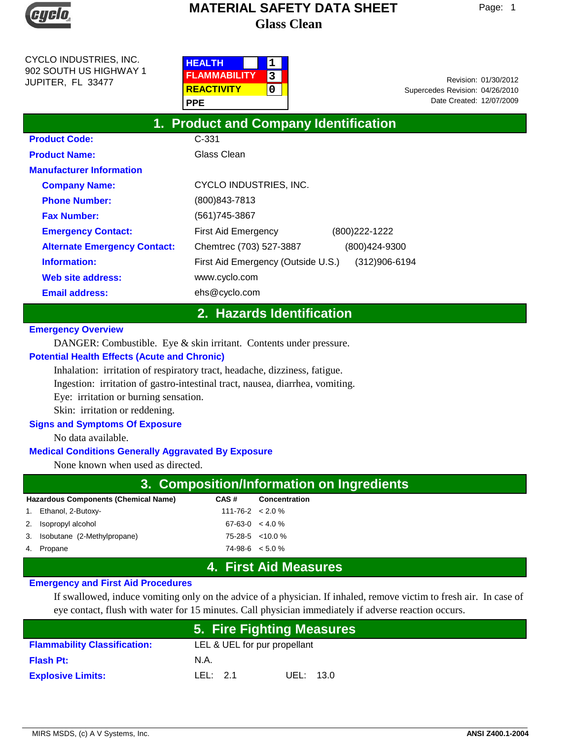# MATERIAL SAFETY DATA SHEET
## Glass Clean

CYCLO INDUSTRIES, INC.
902 SOUTH US HIGHWAY 1
JUPITER, FL 33477

| | |
|---|---|
| HEALTH | 1 |
| FLAMMABILITY | 3 |
| REACTIVITY | 0 |
| PPE | |

Revision: 01/30/2012
Supercedes Revision: 04/26/2010
Date Created: 12/07/2009

## 1. Product and Company Identification

**Product Code:** C-331

**Product Name:** Glass Clean

**Manufacturer Information**

**Company Name:** CYCLO INDUSTRIES, INC.

**Phone Number:** (800)843-7813

**Fax Number:** (561)745-3867

**Emergency Contact:** First Aid Emergency (800)222-1222

**Alternate Emergency Contact:** Chemtrec (703) 527-3887 (800)424-9300

**Information:** First Aid Emergency (Outside U.S.) (312)906-6194

**Web site address:** www.cyclo.com

**Email address:** ehs@cyclo.com

## 2. Hazards Identification

**Emergency Overview**

DANGER: Combustible. Eye & skin irritant. Contents under pressure.

**Potential Health Effects (Acute and Chronic)**

Inhalation: irritation of respiratory tract, headache, dizziness, fatigue.
Ingestion: irritation of gastro-intestinal tract, nausea, diarrhea, vomiting.
Eye: irritation or burning sensation.
Skin: irritation or reddening.

**Signs and Symptoms Of Exposure**

No data available.

**Medical Conditions Generally Aggravated By Exposure**

None known when used as directed.

## 3. Composition/Information on Ingredients

| Hazardous Components (Chemical Name) | CAS # | Concentration |
|---|---|---|
| 1. Ethanol, 2-Butoxy- | 111-76-2 | < 2.0 % |
| 2. Isopropyl alcohol | 67-63-0 | < 4.0 % |
| 3. Isobutane (2-Methylpropane) | 75-28-5 | <10.0 % |
| 4. Propane | 74-98-6 | < 5.0 % |

## 4. First Aid Measures

**Emergency and First Aid Procedures**

If swallowed, induce vomiting only on the advice of a physician. If inhaled, remove victim to fresh air. In case of eye contact, flush with water for 15 minutes. Call physician immediately if adverse reaction occurs.

## 5. Fire Fighting Measures

**Flammability Classification:** LEL & UEL for pur propellant

**Flash Pt:** N.A.

**Explosive Limits:** LEL: 2.1 UEL: 13.0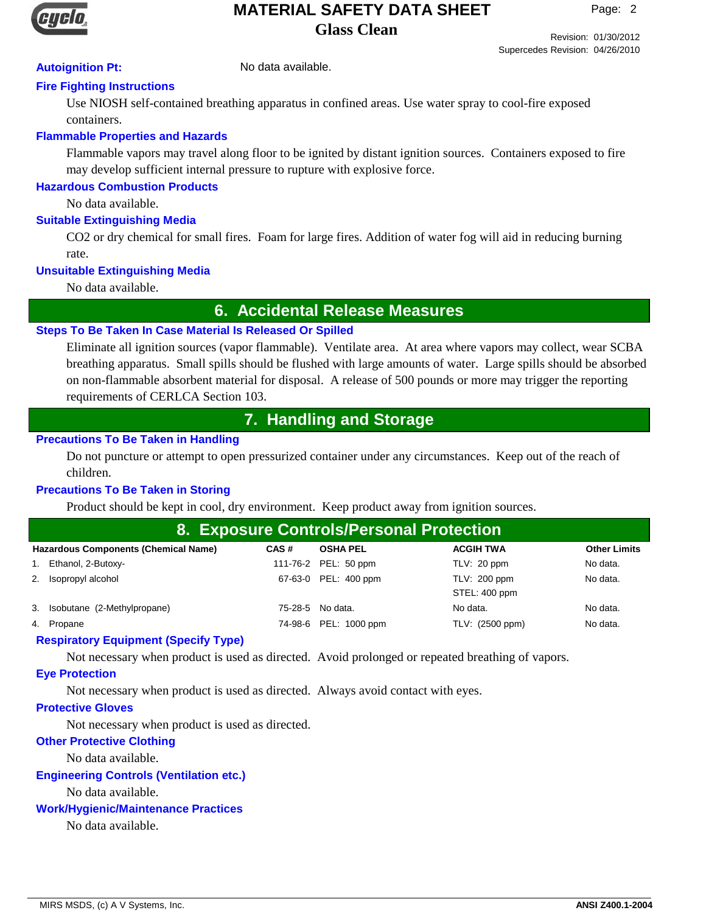**Autoignition Pt:** No data available.

**Fire Fighting Instructions**

Use NIOSH self-contained breathing apparatus in confined areas. Use water spray to cool-fire exposed containers.

**Flammable Properties and Hazards**

Flammable vapors may travel along floor to be ignited by distant ignition sources. Containers exposed to fire may develop sufficient internal pressure to rupture with explosive force.

**Hazardous Combustion Products**

No data available.

**Suitable Extinguishing Media**

CO2 or dry chemical for small fires. Foam for large fires. Addition of water fog will aid in reducing burning rate.

**Unsuitable Extinguishing Media**

No data available.

## 6. Accidental Release Measures

**Steps To Be Taken In Case Material Is Released Or Spilled**

Eliminate all ignition sources (vapor flammable). Ventilate area. At area where vapors may collect, wear SCBA breathing apparatus. Small spills should be flushed with large amounts of water. Large spills should be absorbed on non-flammable absorbent material for disposal. A release of 500 pounds or more may trigger the reporting requirements of CERLCA Section 103.

## 7. Handling and Storage

**Precautions To Be Taken in Handling**

Do not puncture or attempt to open pressurized container under any circumstances. Keep out of the reach of children.

**Precautions To Be Taken in Storing**

Product should be kept in cool, dry environment. Keep product away from ignition sources.

## 8. Exposure Controls/Personal Protection

| Hazardous Components (Chemical Name) | CAS # | OSHA PEL | ACGIH TWA | Other Limits |
|---|---|---|---|---|
| 1. Ethanol, 2-Butoxy- | 111-76-2 | PEL: 50 ppm | TLV: 20 ppm | No data. |
| 2. Isopropyl alcohol | 67-63-0 | PEL: 400 ppm | TLV: 200 ppm<br>STEL: 400 ppm | No data. |
| 3. Isobutane (2-Methylpropane) | 75-28-5 | No data. | No data. | No data. |
| 4. Propane | 74-98-6 | PEL: 1000 ppm | TLV: (2500 ppm) | No data. |

**Respiratory Equipment (Specify Type)**

Not necessary when product is used as directed. Avoid prolonged or repeated breathing of vapors.

**Eye Protection**

Not necessary when product is used as directed. Always avoid contact with eyes.

**Protective Gloves**

Not necessary when product is used as directed.

**Other Protective Clothing**

No data available.

**Engineering Controls (Ventilation etc.)**

No data available.

**Work/Hygienic/Maintenance Practices**

No data available.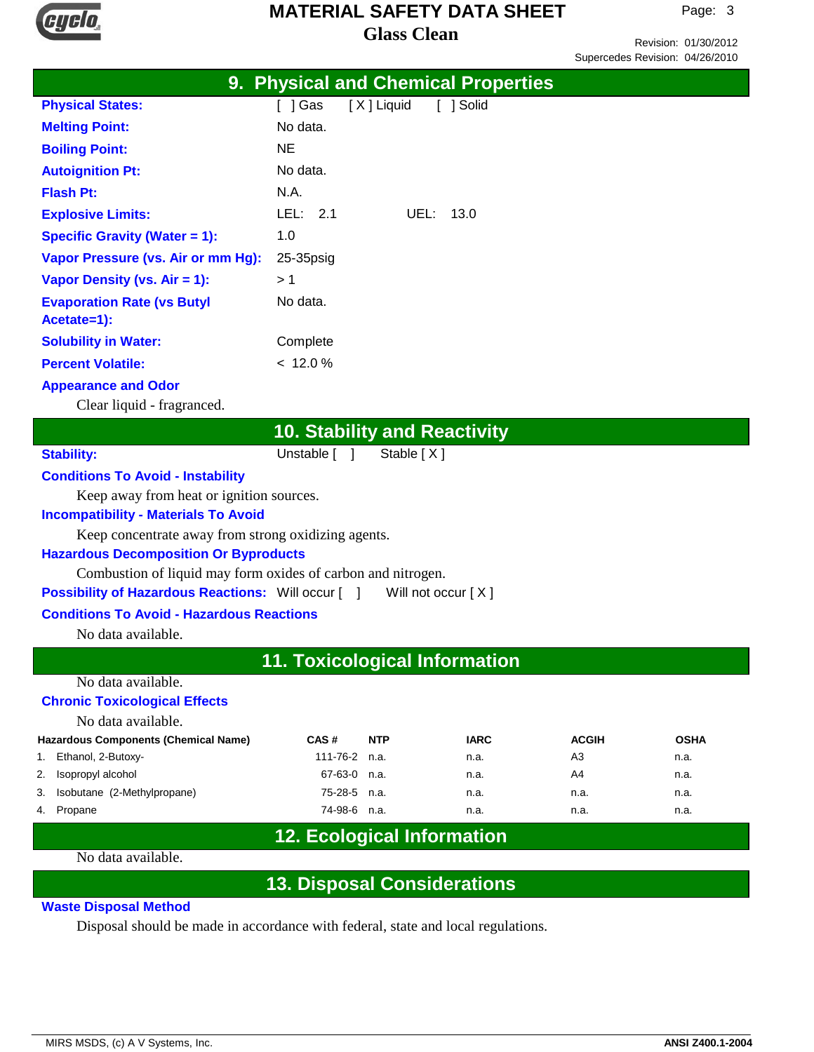## 9. Physical and Chemical Properties

| | |
|---|---|
| **Physical States:** | [ ] Gas [ X ] Liquid [ ] Solid |
| **Melting Point:** | No data. |
| **Boiling Point:** | NE |
| **Autoignition Pt:** | No data. |
| **Flash Pt:** | N.A. |
| **Explosive Limits:** | LEL: 2.1 UEL: 13.0 |
| **Specific Gravity (Water = 1):** | 1.0 |
| **Vapor Pressure (vs. Air or mm Hg):** | 25-35psig |
| **Vapor Density (vs. Air = 1):** | > 1 |
| **Evaporation Rate (vs Butyl Acetate=1):** | No data. |
| **Solubility in Water:** | Complete |
| **Percent Volatile:** | < 12.0 % |

**Appearance and Odor**

Clear liquid - fragranced.

## 10. Stability and Reactivity

**Stability:** Unstable [ ] Stable [ X ]

**Conditions To Avoid - Instability**

Keep away from heat or ignition sources.

**Incompatibility - Materials To Avoid**

Keep concentrate away from strong oxidizing agents.

**Hazardous Decomposition Or Byproducts**

Combustion of liquid may form oxides of carbon and nitrogen.

**Possibility of Hazardous Reactions:** Will occur [ ] Will not occur [ X ]

**Conditions To Avoid - Hazardous Reactions**

No data available.

## 11. Toxicological Information

No data available.

**Chronic Toxicological Effects**

No data available.

| Hazardous Components (Chemical Name) | CAS # | NTP | IARC | ACGIH | OSHA |
|---|---|---|---|---|---|
| 1. Ethanol, 2-Butoxy- | 111-76-2 | n.a. | n.a. | A3 | n.a. |
| 2. Isopropyl alcohol | 67-63-0 | n.a. | n.a. | A4 | n.a. |
| 3. Isobutane (2-Methylpropane) | 75-28-5 | n.a. | n.a. | n.a. | n.a. |
| 4. Propane | 74-98-6 | n.a. | n.a. | n.a. | n.a. |

## 12. Ecological Information

No data available.

## 13. Disposal Considerations

**Waste Disposal Method**

Disposal should be made in accordance with federal, state and local regulations.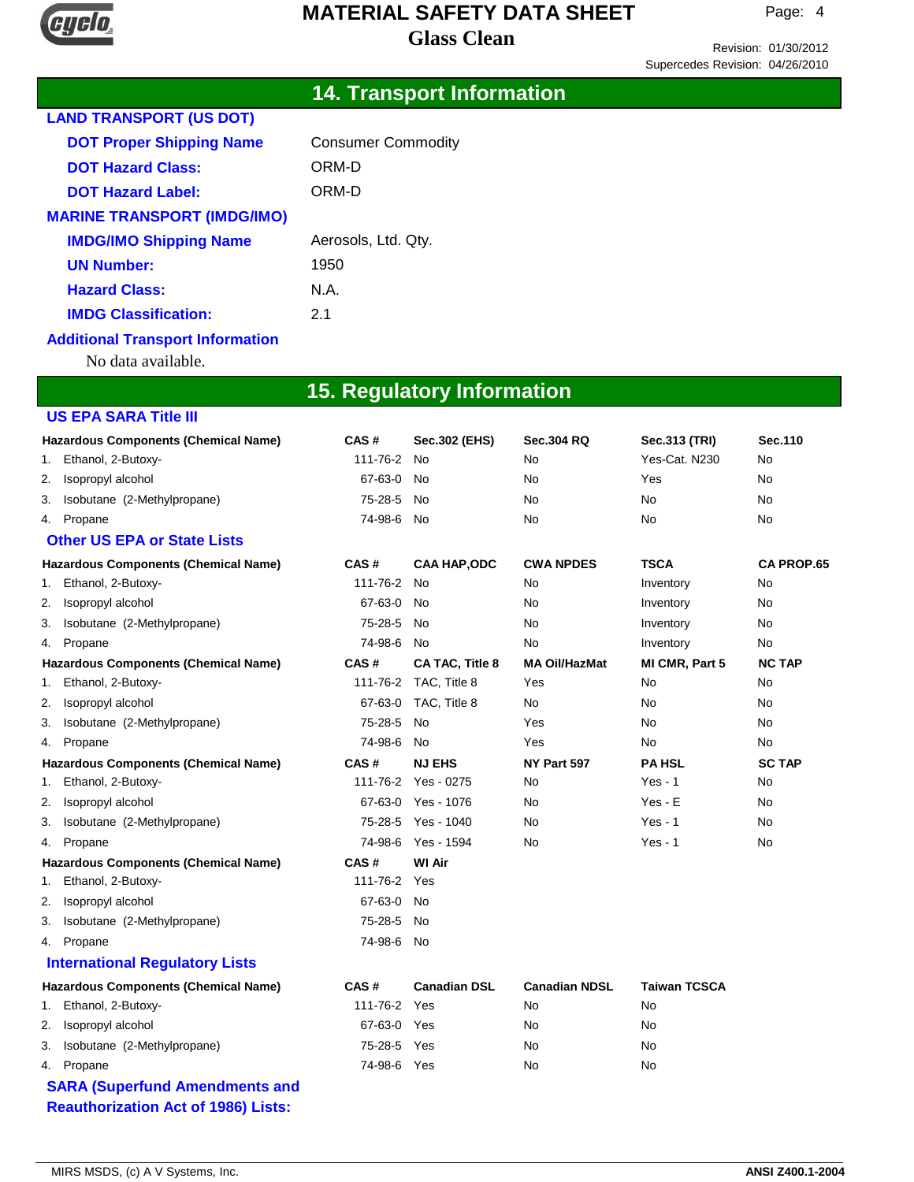## 14. Transport Information

### LAND TRANSPORT (US DOT)

**DOT Proper Shipping Name** Consumer Commodity

**DOT Hazard Class:** ORM-D

**DOT Hazard Label:** ORM-D

### MARINE TRANSPORT (IMDG/IMO)

**IMDG/IMO Shipping Name** Aerosols, Ltd. Qty.

**UN Number:** 1950

**Hazard Class:** N.A.

**IMDG Classification:** 2.1

### Additional Transport Information

No data available.

## 15. Regulatory Information

### US EPA SARA Title III

| Hazardous Components (Chemical Name) | CAS # | Sec.302 (EHS) | Sec.304 RQ | Sec.313 (TRI) | Sec.110 |
|---|---|---|---|---|---|
| 1. Ethanol, 2-Butoxy- | 111-76-2 | No | No | Yes-Cat. N230 | No |
| 2. Isopropyl alcohol | 67-63-0 | No | No | Yes | No |
| 3. Isobutane (2-Methylpropane) | 75-28-5 | No | No | No | No |
| 4. Propane | 74-98-6 | No | No | No | No |

### Other US EPA or State Lists

| Hazardous Components (Chemical Name) | CAS # | CAA HAP,ODC | CWA NPDES | TSCA | CA PROP.65 |
|---|---|---|---|---|---|
| 1. Ethanol, 2-Butoxy- | 111-76-2 | No | No | Inventory | No |
| 2. Isopropyl alcohol | 67-63-0 | No | No | Inventory | No |
| 3. Isobutane (2-Methylpropane) | 75-28-5 | No | No | Inventory | No |
| 4. Propane | 74-98-6 | No | No | Inventory | No |

| Hazardous Components (Chemical Name) | CAS # | CA TAC, Title 8 | MA Oil/HazMat | MI CMR, Part 5 | NC TAP |
|---|---|---|---|---|---|
| 1. Ethanol, 2-Butoxy- | 111-76-2 | TAC, Title 8 | Yes | No | No |
| 2. Isopropyl alcohol | 67-63-0 | TAC, Title 8 | No | No | No |
| 3. Isobutane (2-Methylpropane) | 75-28-5 | No | Yes | No | No |
| 4. Propane | 74-98-6 | No | Yes | No | No |

| Hazardous Components (Chemical Name) | CAS # | NJ EHS | NY Part 597 | PA HSL | SC TAP |
|---|---|---|---|---|---|
| 1. Ethanol, 2-Butoxy- | 111-76-2 | Yes - 0275 | No | Yes - 1 | No |
| 2. Isopropyl alcohol | 67-63-0 | Yes - 1076 | No | Yes - E | No |
| 3. Isobutane (2-Methylpropane) | 75-28-5 | Yes - 1040 | No | Yes - 1 | No |
| 4. Propane | 74-98-6 | Yes - 1594 | No | Yes - 1 | No |

| Hazardous Components (Chemical Name) | CAS # | WI Air |
|---|---|---|
| 1. Ethanol, 2-Butoxy- | 111-76-2 | Yes |
| 2. Isopropyl alcohol | 67-63-0 | No |
| 3. Isobutane (2-Methylpropane) | 75-28-5 | No |
| 4. Propane | 74-98-6 | No |

### International Regulatory Lists

| Hazardous Components (Chemical Name) | CAS # | Canadian DSL | Canadian NDSL | Taiwan TCSCA |
|---|---|---|---|---|
| 1. Ethanol, 2-Butoxy- | 111-76-2 | Yes | No | No |
| 2. Isopropyl alcohol | 67-63-0 | Yes | No | No |
| 3. Isobutane (2-Methylpropane) | 75-28-5 | Yes | No | No |
| 4. Propane | 74-98-6 | Yes | No | No |

### SARA (Superfund Amendments and Reauthorization Act of 1986) Lists: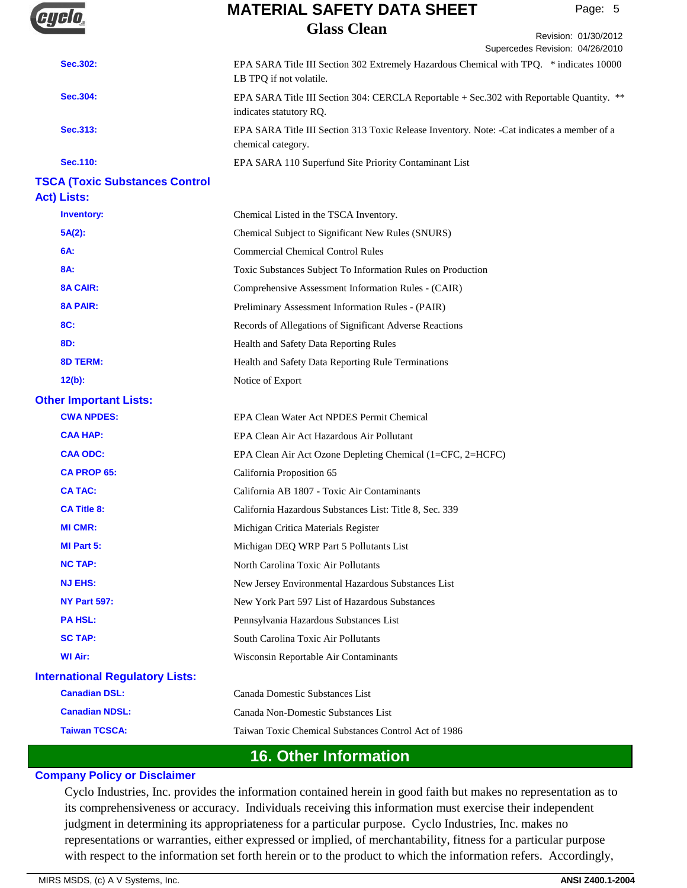| | |
|---|---|
| **Sec.302:** | EPA SARA Title III Section 302 Extremely Hazardous Chemical with TPQ. * indicates 10000 LB TPQ if not volatile. |
| **Sec.304:** | EPA SARA Title III Section 304: CERCLA Reportable + Sec.302 with Reportable Quantity. ** indicates statutory RQ. |
| **Sec.313:** | EPA SARA Title III Section 313 Toxic Release Inventory. Note: -Cat indicates a member of a chemical category. |
| **Sec.110:** | EPA SARA 110 Superfund Site Priority Contaminant List |

### TSCA (Toxic Substances Control Act) Lists:

| | |
|---|---|
| **Inventory:** | Chemical Listed in the TSCA Inventory. |
| **5A(2):** | Chemical Subject to Significant New Rules (SNURS) |
| **6A:** | Commercial Chemical Control Rules |
| **8A:** | Toxic Substances Subject To Information Rules on Production |
| **8A CAIR:** | Comprehensive Assessment Information Rules - (CAIR) |
| **8A PAIR:** | Preliminary Assessment Information Rules - (PAIR) |
| **8C:** | Records of Allegations of Significant Adverse Reactions |
| **8D:** | Health and Safety Data Reporting Rules |
| **8D TERM:** | Health and Safety Data Reporting Rule Terminations |
| **12(b):** | Notice of Export |

### Other Important Lists:

| | |
|---|---|
| **CWA NPDES:** | EPA Clean Water Act NPDES Permit Chemical |
| **CAA HAP:** | EPA Clean Air Act Hazardous Air Pollutant |
| **CAA ODC:** | EPA Clean Air Act Ozone Depleting Chemical (1=CFC, 2=HCFC) |
| **CA PROP 65:** | California Proposition 65 |
| **CA TAC:** | California AB 1807 - Toxic Air Contaminants |
| **CA Title 8:** | California Hazardous Substances List: Title 8, Sec. 339 |
| **MI CMR:** | Michigan Critica Materials Register |
| **MI Part 5:** | Michigan DEQ WRP Part 5 Pollutants List |
| **NC TAP:** | North Carolina Toxic Air Pollutants |
| **NJ EHS:** | New Jersey Environmental Hazardous Substances List |
| **NY Part 597:** | New York Part 597 List of Hazardous Substances |
| **PA HSL:** | Pennsylvania Hazardous Substances List |
| **SC TAP:** | South Carolina Toxic Air Pollutants |
| **WI Air:** | Wisconsin Reportable Air Contaminants |

### International Regulatory Lists:

| | |
|---|---|
| **Canadian DSL:** | Canada Domestic Substances List |
| **Canadian NDSL:** | Canada Non-Domestic Substances List |
| **Taiwan TCSCA:** | Taiwan Toxic Chemical Substances Control Act of 1986 |

## 16. Other Information

### Company Policy or Disclaimer

Cyclo Industries, Inc. provides the information contained herein in good faith but makes no representation as to its comprehensiveness or accuracy. Individuals receiving this information must exercise their independent judgment in determining its appropriateness for a particular purpose. Cyclo Industries, Inc. makes no representations or warranties, either expressed or implied, of merchantability, fitness for a particular purpose with respect to the information set forth herein or to the product to which the information refers. Accordingly,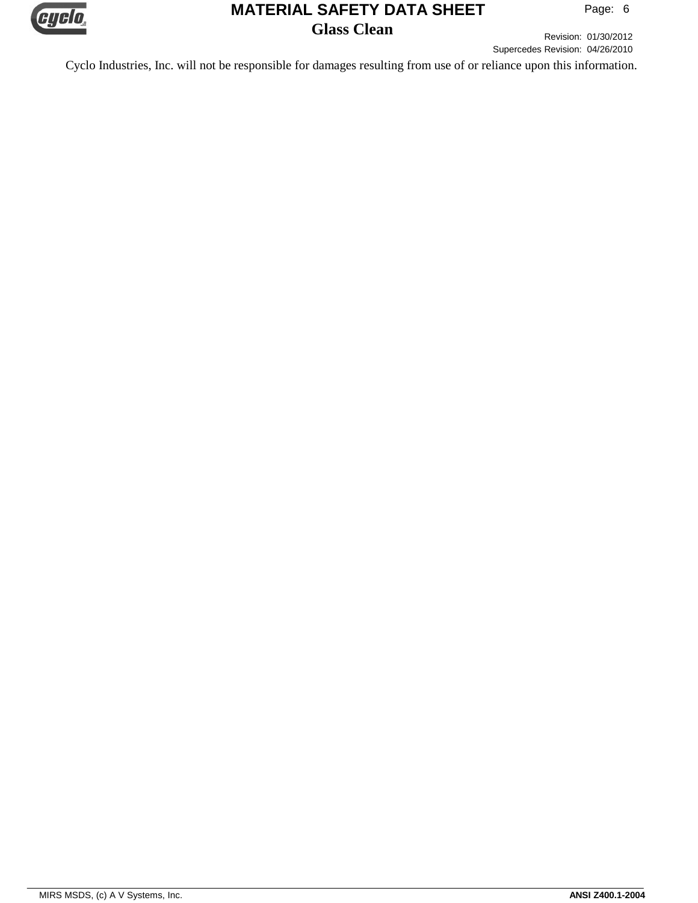Cyclo Industries, Inc. will not be responsible for damages resulting from use of or reliance upon this information.